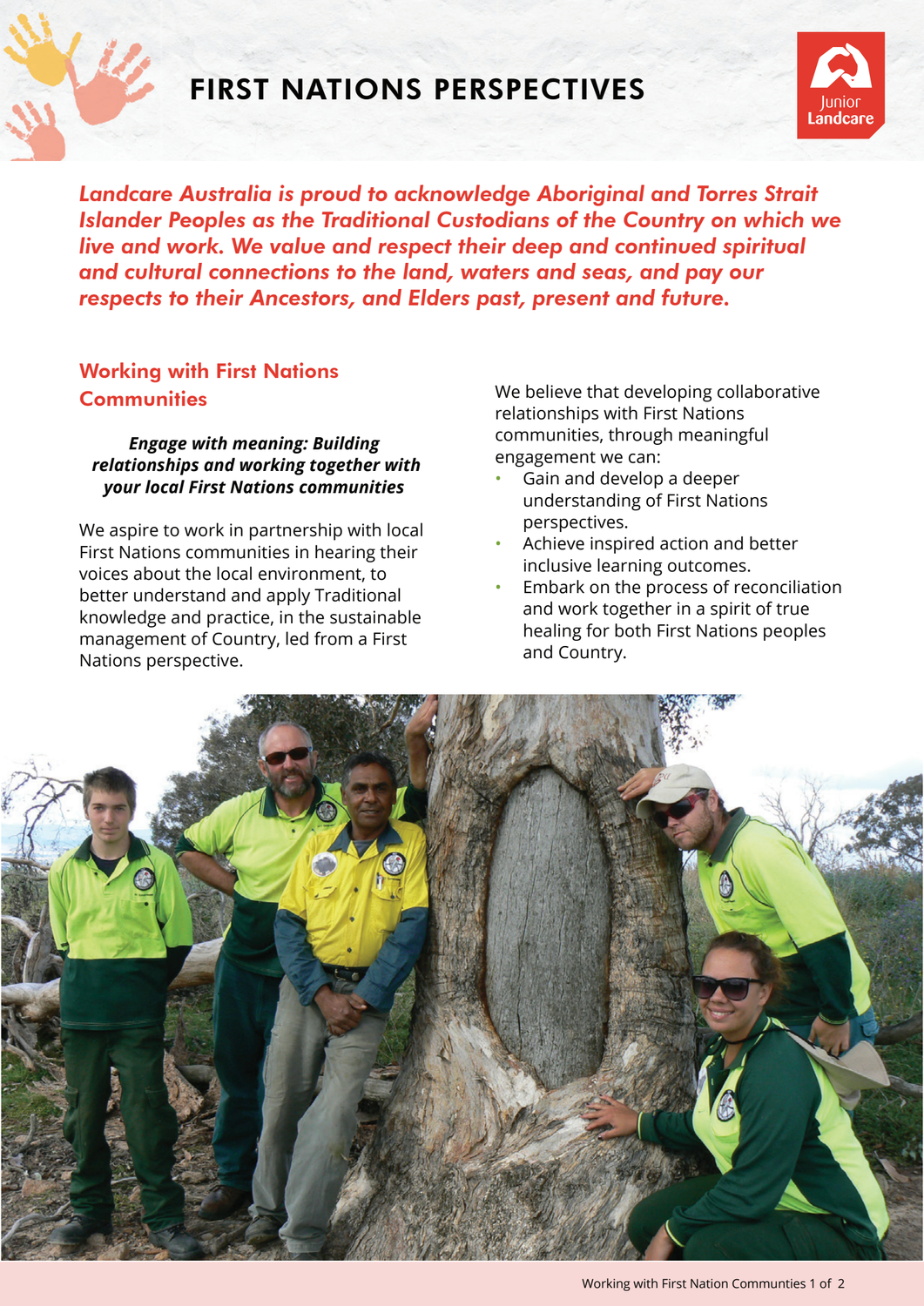# FIRST NATIONS PERSPECTIVES

***Landcare Australia is proud to acknowledge Aboriginal and Torres Strait Islander Peoples as the Traditional Custodians of the Country on which we live and work. We value and respect their deep and continued spiritual and cultural connections to the land, waters and seas, and pay our respects to their Ancestors, and Elders past, present and future.***

## Working with First Nations Communities

***Engage with meaning: Building relationships and working together with your local First Nations communities***

We aspire to work in partnership with local First Nations communities in hearing their voices about the local environment, to better understand and apply Traditional knowledge and practice, in the sustainable management of Country, led from a First Nations perspective.

We believe that developing collaborative relationships with First Nations communities, through meaningful engagement we can:

- Gain and develop a deeper understanding of First Nations perspectives.
- Achieve inspired action and better inclusive learning outcomes.
- Embark on the process of reconciliation and work together in a spirit of true healing for both First Nations peoples and Country.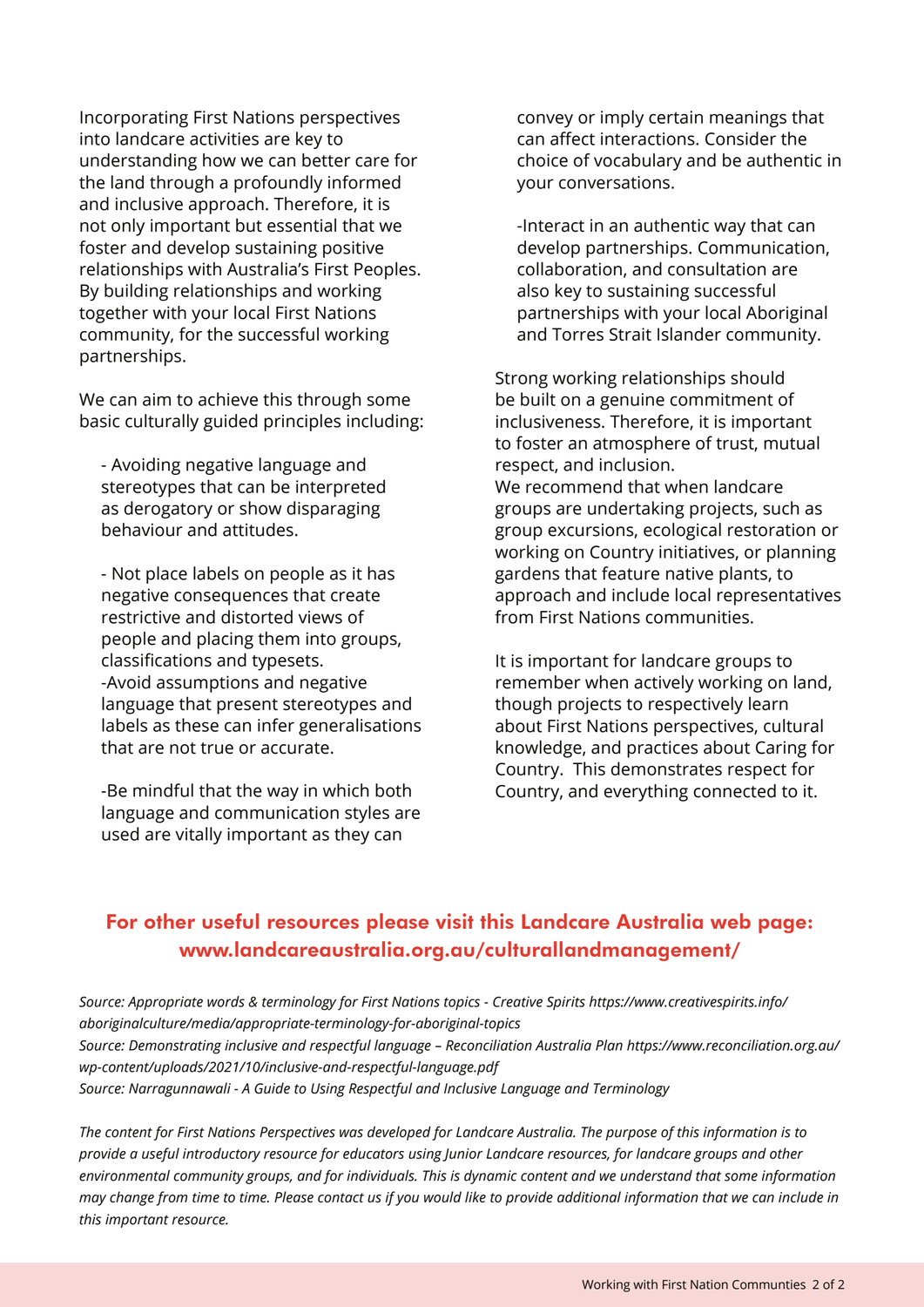Incorporating First Nations perspectives into landcare activities are key to understanding how we can better care for the land through a profoundly informed and inclusive approach. Therefore, it is not only important but essential that we foster and develop sustaining positive relationships with Australia's First Peoples. By building relationships and working together with your local First Nations community, for the successful working partnerships.

We can aim to achieve this through some basic culturally guided principles including:

- Avoiding negative language and stereotypes that can be interpreted as derogatory or show disparaging behaviour and attitudes.

- Not place labels on people as it has negative consequences that create restrictive and distorted views of people and placing them into groups, classifications and typesets.
- Avoid assumptions and negative language that present stereotypes and labels as these can infer generalisations that are not true or accurate.

- Be mindful that the way in which both language and communication styles are used are vitally important as they can convey or imply certain meanings that can affect interactions. Consider the choice of vocabulary and be authentic in your conversations.

- Interact in an authentic way that can develop partnerships. Communication, collaboration, and consultation are also key to sustaining successful partnerships with your local Aboriginal and Torres Strait Islander community.

Strong working relationships should be built on a genuine commitment of inclusiveness. Therefore, it is important to foster an atmosphere of trust, mutual respect, and inclusion.
We recommend that when landcare groups are undertaking projects, such as group excursions, ecological restoration or working on Country initiatives, or planning gardens that feature native plants, to approach and include local representatives from First Nations communities.

It is important for landcare groups to remember when actively working on land, though projects to respectively learn about First Nations perspectives, cultural knowledge, and practices about Caring for Country. This demonstrates respect for Country, and everything connected to it.

**For other useful resources please visit this Landcare Australia web page: www.landcareaustralia.org.au/culturallandmanagement/**

*Source: Appropriate words & terminology for First Nations topics - Creative Spirits https://www.creativespirits.info/aboriginalculture/media/appropriate-terminology-for-aboriginal-topics*
*Source: Demonstrating inclusive and respectful language – Reconciliation Australia Plan https://www.reconciliation.org.au/wp-content/uploads/2021/10/inclusive-and-respectful-language.pdf*
*Source: Narragunnawali - A Guide to Using Respectful and Inclusive Language and Terminology*

*The content for First Nations Perspectives was developed for Landcare Australia. The purpose of this information is to provide a useful introductory resource for educators using Junior Landcare resources, for landcare groups and other environmental community groups, and for individuals. This is dynamic content and we understand that some information may change from time to time. Please contact us if you would like to provide additional information that we can include in this important resource.*